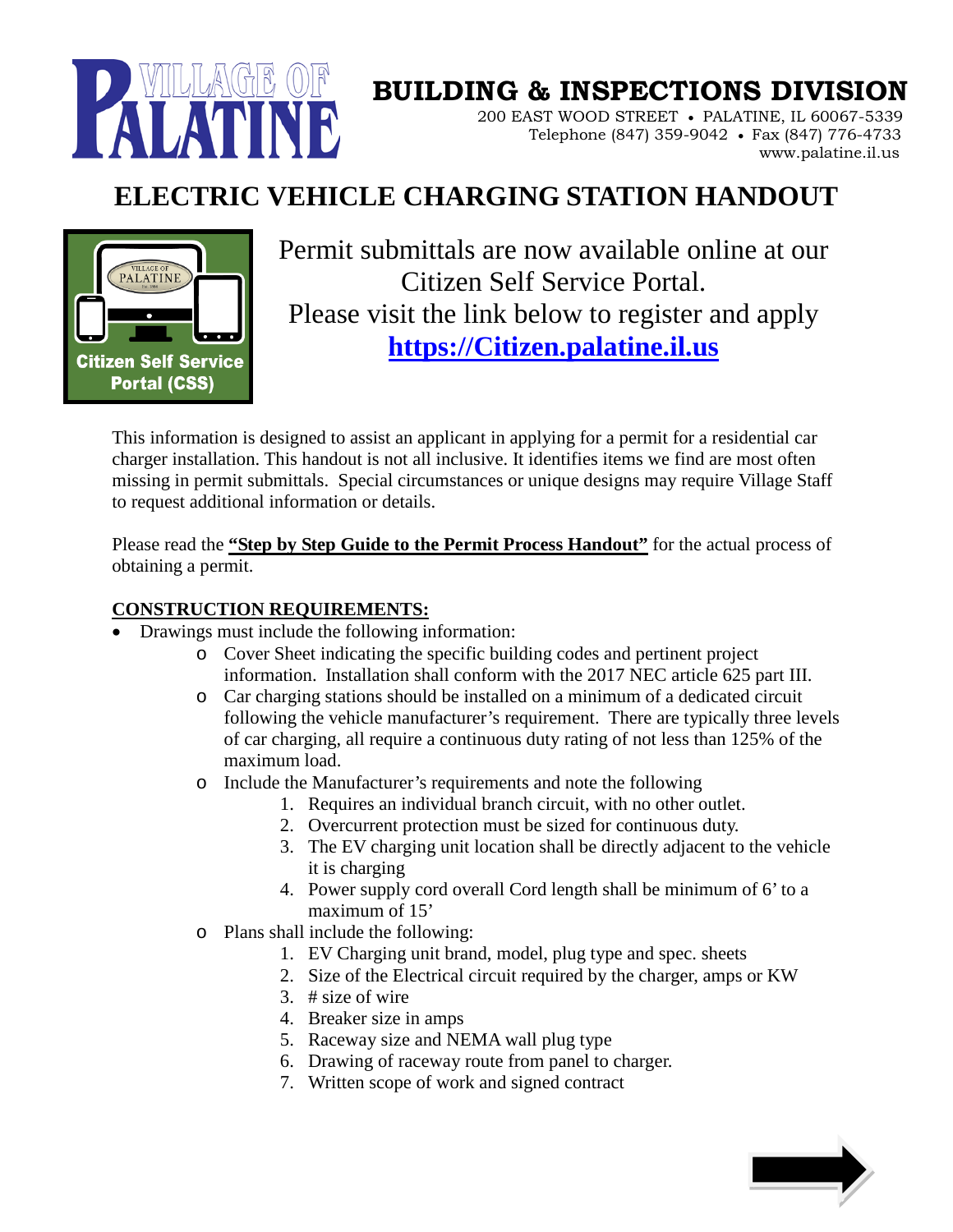# BUILDING & INSPECTIONS DIVISION

200 EAST WOOD STREET • PALATINE, IL 60067-5339
Telephone (847) 359-9042 • Fax (847) 776-4733
www.palatine.il.us

# ELECTRIC VEHICLE CHARGING STATION HANDOUT

Citizen Self Service Portal (CSS)

Permit submittals are now available online at our Citizen Self Service Portal.
Please visit the link below to register and apply
**https://Citizen.palatine.il.us**

This information is designed to assist an applicant in applying for a permit for a residential car charger installation. This handout is not all inclusive. It identifies items we find are most often missing in permit submittals. Special circumstances or unique designs may require Village Staff to request additional information or details.

Please read the **"Step by Step Guide to the Permit Process Handout"** for the actual process of obtaining a permit.

## CONSTRUCTION REQUIREMENTS:

- Drawings must include the following information:
  - Cover Sheet indicating the specific building codes and pertinent project information. Installation shall conform with the 2017 NEC article 625 part III.
  - Car charging stations should be installed on a minimum of a dedicated circuit following the vehicle manufacturer's requirement. There are typically three levels of car charging, all require a continuous duty rating of not less than 125% of the maximum load.
  - Include the Manufacturer's requirements and note the following
    1. Requires an individual branch circuit, with no other outlet.
    2. Overcurrent protection must be sized for continuous duty.
    3. The EV charging unit location shall be directly adjacent to the vehicle it is charging
    4. Power supply cord overall Cord length shall be minimum of 6' to a maximum of 15'
  - Plans shall include the following:
    1. EV Charging unit brand, model, plug type and spec. sheets
    2. Size of the Electrical circuit required by the charger, amps or KW
    3. # size of wire
    4. Breaker size in amps
    5. Raceway size and NEMA wall plug type
    6. Drawing of raceway route from panel to charger.
    7. Written scope of work and signed contract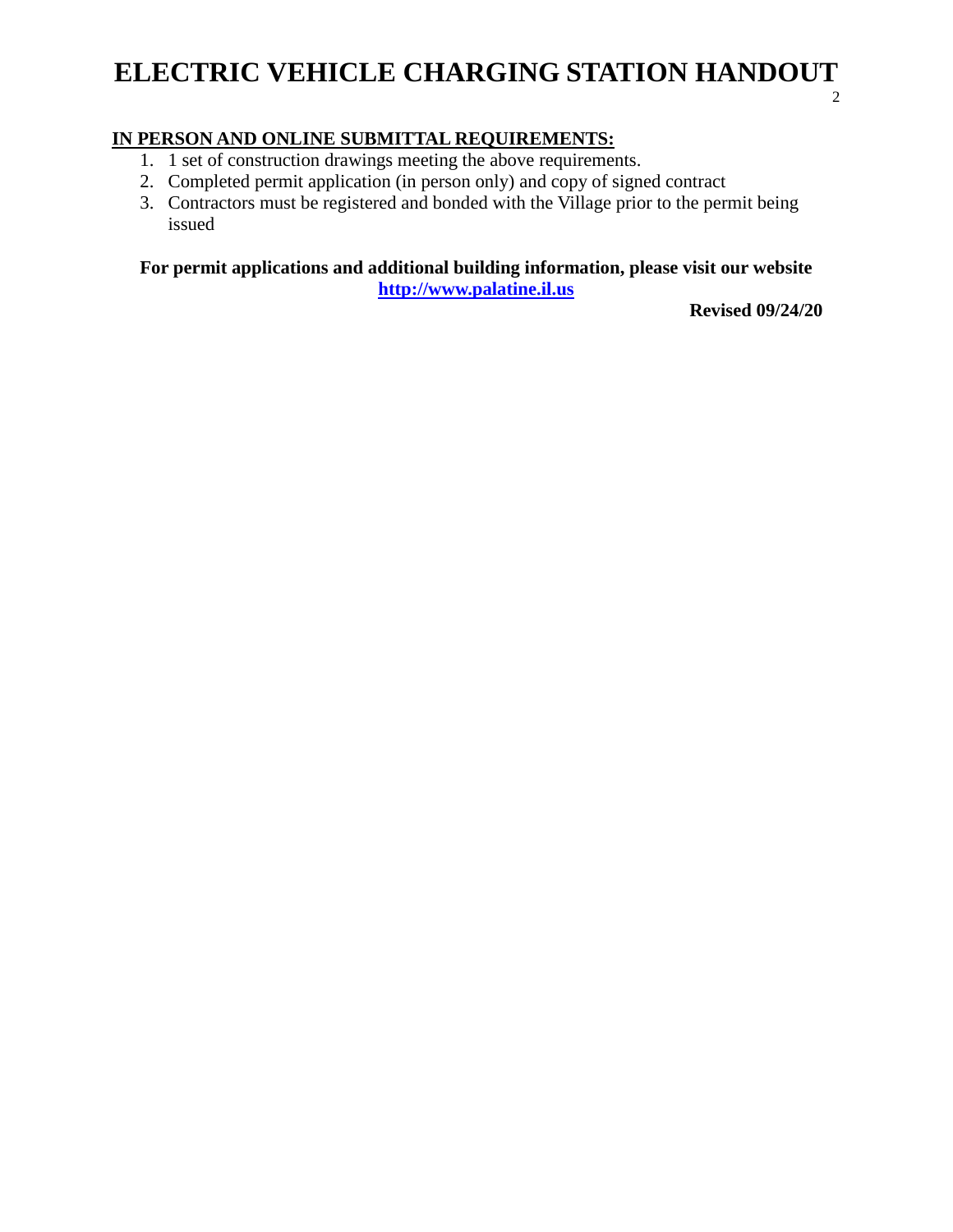# ELECTRIC VEHICLE CHARGING STATION HANDOUT

**IN PERSON AND ONLINE SUBMITTAL REQUIREMENTS:**

1. 1 set of construction drawings meeting the above requirements.
2. Completed permit application (in person only) and copy of signed contract
3. Contractors must be registered and bonded with the Village prior to the permit being issued

**For permit applications and additional building information, please visit our website**
**http://www.palatine.il.us**

**Revised 09/24/20**